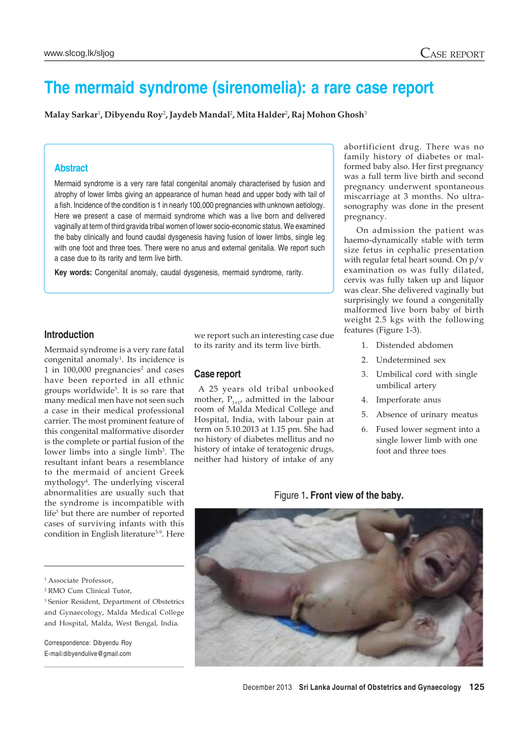# The mermaid syndrome (sirenomelia): a rare case report

**Malay Sarkar[1], Dibyendu Roy[2], Jaydeb Mandal[2], Mita Halder[2], Raj Mohon Ghosh[3]**

## Abstract

Mermaid syndrome is a very rare fatal congenital anomaly characterised by fusion and atrophy of lower limbs giving an appearance of human head and upper body with tail of a fish. Incidence of the condition is 1 in nearly 100,000 pregnancies with unknown aetiology. Here we present a case of mermaid syndrome which was a live born and delivered vaginally at term of third gravida tribal women of lower socio-economic status. We examined the baby clinically and found caudal dysgenesis having fusion of lower limbs, single leg with one foot and three toes. There were no anus and external genitalia. We report such a case due to its rarity and term live birth.

**Key words:** Congenital anomaly, caudal dysgenesis, mermaid syndrome, rarity.

## Introduction

Mermaid syndrome is a very rare fatal congenital anomaly[1]. Its incidence is 1 in 100,000 pregnancies[2] and cases have been reported in all ethnic groups worldwide[3]. It is so rare that many medical men have not seen such a case in their medical professional carrier. The most prominent feature of this congenital malformative disorder is the complete or partial fusion of the lower limbs into a single limb[3]. The resultant infant bears a resemblance to the mermaid of ancient Greek mythology[4]. The underlying visceral abnormalities are usually such that the syndrome is incompatible with life[3] but there are number of reported cases of surviving infants with this condition in English literature[5-9]. Here we report such an interesting case due to its rarity and its term live birth.

## Case report

A 25 years old tribal unbooked mother, $P_{1+1}$, admitted in the labour room of Malda Medical College and Hospital, India, with labour pain at term on 5.10.2013 at 1.15 pm. She had no history of diabetes mellitus and no history of intake of teratogenic drugs, neither had history of intake of any abortificient drug. There was no family history of diabetes or malformed baby also. Her first pregnancy was a full term live birth and second pregnancy underwent spontaneous miscarriage at 3 months. No ultrasonography was done in the present pregnancy.

On admission the patient was haemo-dynamically stable with term size fetus in cephalic presentation with regular fetal heart sound. On p/v examination os was fully dilated, cervix was fully taken up and liquor was clear. She delivered vaginally but surprisingly we found a congenitally malformed live born baby of birth weight 2.5 kgs with the following features (Figure 1-3).

1. Distended abdomen
2. Undetermined sex
3. Umbilical cord with single umbilical artery
4. Imperforate anus
5. Absence of urinary meatus
6. Fused lower segment into a single lower limb with one foot and three toes

Figure 1. **Front view of the baby.**

[1] Associate Professor,
[2] RMO Cum Clinical Tutor,
[3] Senior Resident, Department of Obstetrics and Gynaecology, Malda Medical College and Hospital, Malda, West Bengal, India.

Correspondence: Dibyendu Roy
E-mail:dibyendulive@gmail.com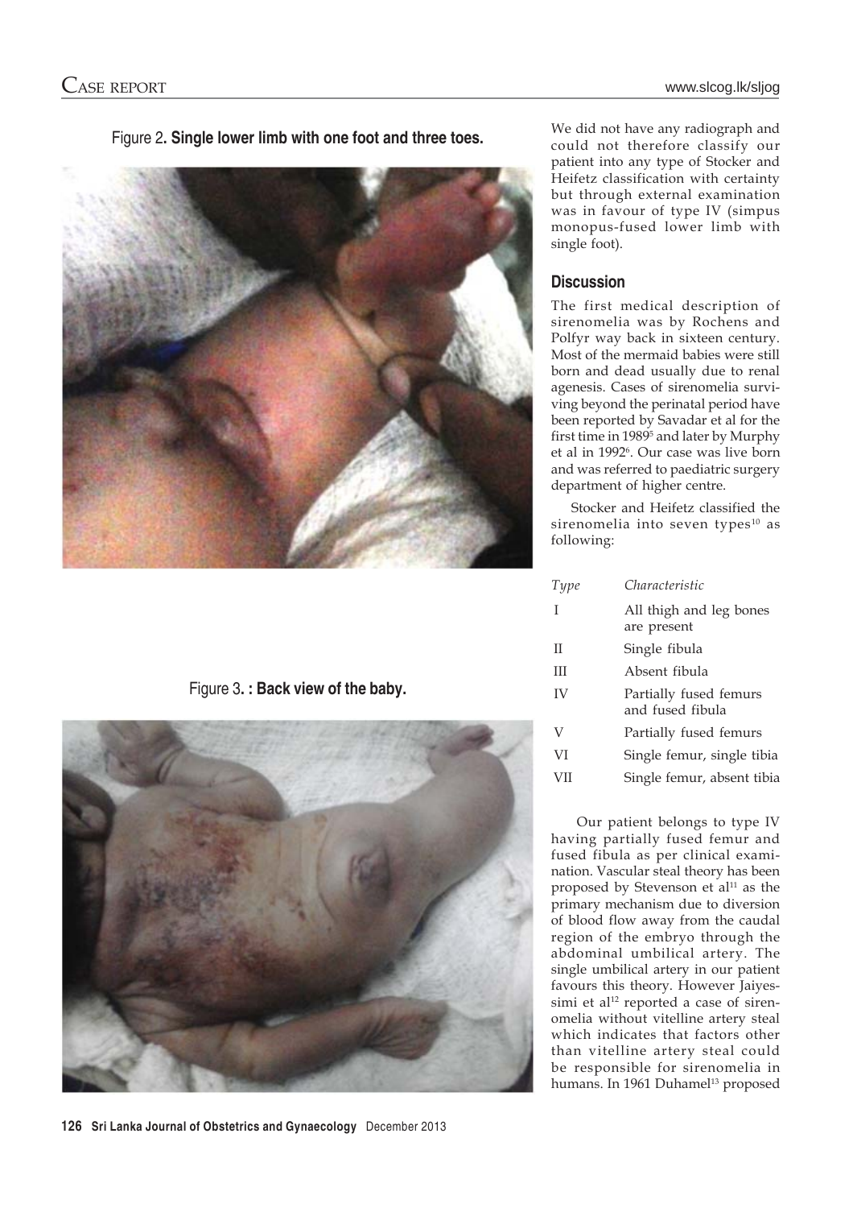Figure 2. **Single lower limb with one foot and three toes.**

Figure 3. **: Back view of the baby.**

We did not have any radiograph and could not therefore classify our patient into any type of Stocker and Heifetz classification with certainty but through external examination was in favour of type IV (simpus monopus-fused lower limb with single foot).

## Discussion

The first medical description of sirenomelia was by Rochens and Polfyr way back in sixteen century. Most of the mermaid babies were still born and dead usually due to renal agenesis. Cases of sirenomelia surviving beyond the perinatal period have been reported by Savadar et al for the first time in 1989[5] and later by Murphy et al in 1992[6]. Our case was live born and was referred to paediatric surgery department of higher centre.

Stocker and Heifetz classified the sirenomelia into seven types[10] as following:

| *Type* | *Characteristic* |
|---|---|
| I | All thigh and leg bones are present |
| II | Single fibula |
| III | Absent fibula |
| IV | Partially fused femurs and fused fibula |
| V | Partially fused femurs |
| VI | Single femur, single tibia |
| VII | Single femur, absent tibia |

Our patient belongs to type IV having partially fused femur and fused fibula as per clinical examination. Vascular steal theory has been proposed by Stevenson et al[11] as the primary mechanism due to diversion of blood flow away from the caudal region of the embryo through the abdominal umbilical artery. The single umbilical artery in our patient favours this theory. However Jaiyessimi et al[12] reported a case of sirenomelia without vitelline artery steal which indicates that factors other than vitelline artery steal could be responsible for sirenomelia in humans. In 1961 Duhamel[13] proposed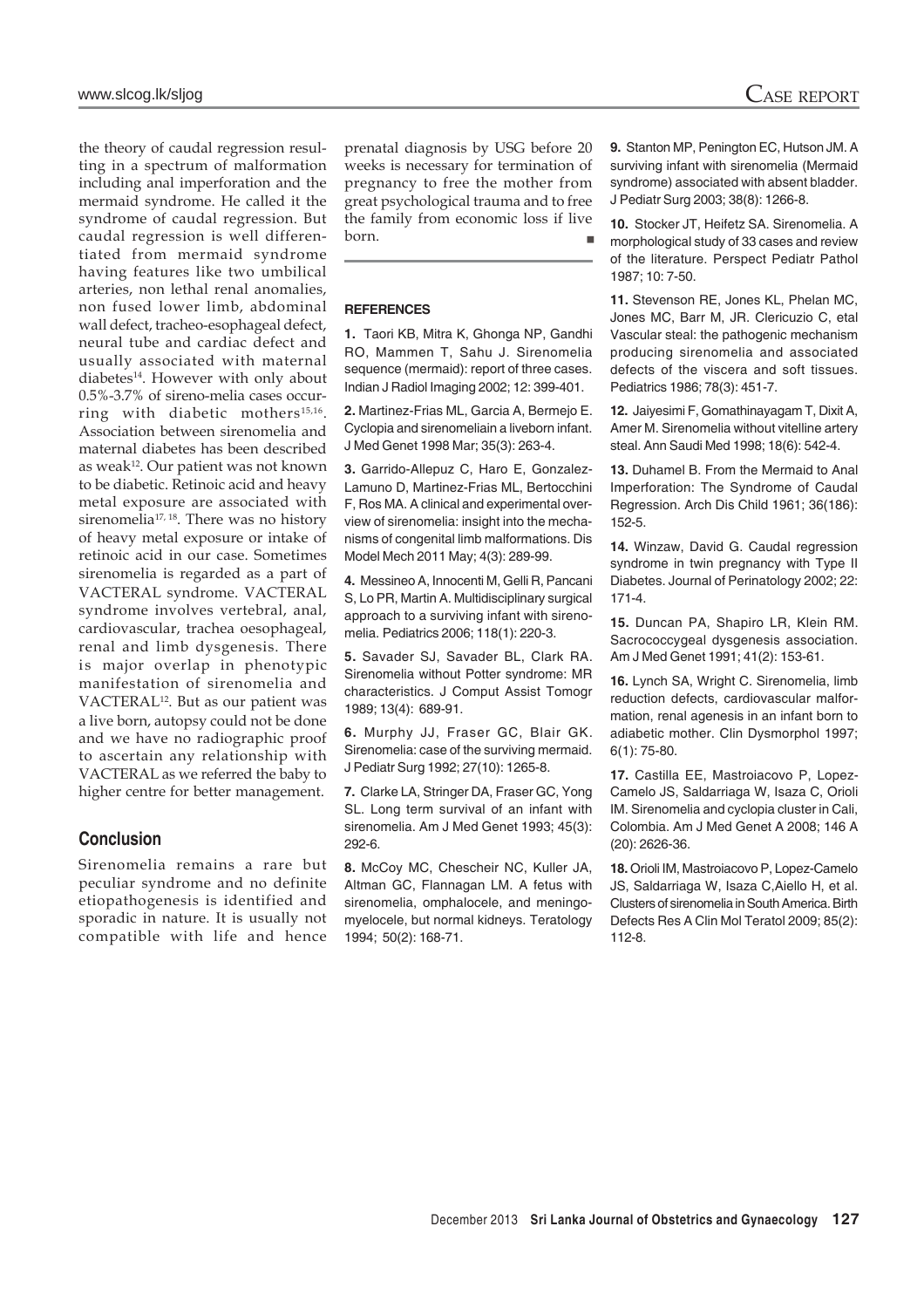the theory of caudal regression resulting in a spectrum of malformation including anal imperforation and the mermaid syndrome. He called it the syndrome of caudal regression. But caudal regression is well differentiated from mermaid syndrome having features like two umbilical arteries, non lethal renal anomalies, non fused lower limb, abdominal wall defect, tracheo-esophageal defect, neural tube and cardiac defect and usually associated with maternal diabetes[14]. However with only about 0.5%-3.7% of sireno-melia cases occurring with diabetic mothers[15,16]. Association between sirenomelia and maternal diabetes has been described as weak[12]. Our patient was not known to be diabetic. Retinoic acid and heavy metal exposure are associated with sirenomelia[17, 18]. There was no history of heavy metal exposure or intake of retinoic acid in our case. Sometimes sirenomelia is regarded as a part of VACTERAL syndrome. VACTERAL syndrome involves vertebral, anal, cardiovascular, trachea oesophageal, renal and limb dysgenesis. There is major overlap in phenotypic manifestation of sirenomelia and VACTERAL[12]. But as our patient was a live born, autopsy could not be done and we have no radiographic proof to ascertain any relationship with VACTERAL as we referred the baby to higher centre for better management.

## Conclusion

Sirenomelia remains a rare but peculiar syndrome and no definite etiopathogenesis is identified and sporadic in nature. It is usually not compatible with life and hence prenatal diagnosis by USG before 20 weeks is necessary for termination of pregnancy to free the mother from great psychological trauma and to free the family from economic loss if live born. ■

### REFERENCES

**1.** Taori KB, Mitra K, Ghonga NP, Gandhi RO, Mammen T, Sahu J. Sirenomelia sequence (mermaid): report of three cases. Indian J Radiol Imaging 2002; 12: 399-401.

**2.** Martinez-Frias ML, Garcia A, Bermejo E. Cyclopia and sirenomeliain a liveborn infant. J Med Genet 1998 Mar; 35(3): 263-4.

**3.** Garrido-Allepuz C, Haro E, Gonzalez-Lamuno D, Martinez-Frias ML, Bertocchini F, Ros MA. A clinical and experimental overview of sirenomelia: insight into the mechanisms of congenital limb malformations. Dis Model Mech 2011 May; 4(3): 289-99.

**4.** Messineo A, Innocenti M, Gelli R, Pancani S, Lo PR, Martin A. Multidisciplinary surgical approach to a surviving infant with sirenomelia. Pediatrics 2006; 118(1): 220-3.

**5.** Savader SJ, Savader BL, Clark RA. Sirenomelia without Potter syndrome: MR characteristics. J Comput Assist Tomogr 1989; 13(4): 689-91.

**6.** Murphy JJ, Fraser GC, Blair GK. Sirenomelia: case of the surviving mermaid. J Pediatr Surg 1992; 27(10): 1265-8.

**7.** Clarke LA, Stringer DA, Fraser GC, Yong SL. Long term survival of an infant with sirenomelia. Am J Med Genet 1993; 45(3): 292-6.

**8.** McCoy MC, Chescheir NC, Kuller JA, Altman GC, Flannagan LM. A fetus with sirenomelia, omphalocele, and meningomyelocele, but normal kidneys. Teratology 1994; 50(2): 168-71.

**9.** Stanton MP, Penington EC, Hutson JM. A surviving infant with sirenomelia (Mermaid syndrome) associated with absent bladder. J Pediatr Surg 2003; 38(8): 1266-8.

**10.** Stocker JT, Heifetz SA. Sirenomelia. A morphological study of 33 cases and review of the literature. Perspect Pediatr Pathol 1987; 10: 7-50.

**11.** Stevenson RE, Jones KL, Phelan MC, Jones MC, Barr M, JR. Clericuzio C, etal Vascular steal: the pathogenic mechanism producing sirenomelia and associated defects of the viscera and soft tissues. Pediatrics 1986; 78(3): 451-7.

**12.** Jaiyesimi F, Gomathinayagam T, Dixit A, Amer M. Sirenomelia without vitelline artery steal. Ann Saudi Med 1998; 18(6): 542-4.

**13.** Duhamel B. From the Mermaid to Anal Imperforation: The Syndrome of Caudal Regression. Arch Dis Child 1961; 36(186): 152-5.

**14.** Winzaw, David G. Caudal regression syndrome in twin pregnancy with Type II Diabetes. Journal of Perinatology 2002; 22: 171-4.

**15.** Duncan PA, Shapiro LR, Klein RM. Sacrococcygeal dysgenesis association. Am J Med Genet 1991; 41(2): 153-61.

**16.** Lynch SA, Wright C. Sirenomelia, limb reduction defects, cardiovascular malformation, renal agenesis in an infant born to adiabetic mother. Clin Dysmorphol 1997; 6(1): 75-80.

**17.** Castilla EE, Mastroiacovo P, Lopez-Camelo JS, Saldarriaga W, Isaza C, Orioli IM. Sirenomelia and cyclopia cluster in Cali, Colombia. Am J Med Genet A 2008; 146 A (20): 2626-36.

**18.** Orioli IM, Mastroiacovo P, Lopez-Camelo JS, Saldarriaga W, Isaza C,Aiello H, et al. Clusters of sirenomelia in South America. Birth Defects Res A Clin Mol Teratol 2009; 85(2): 112-8.